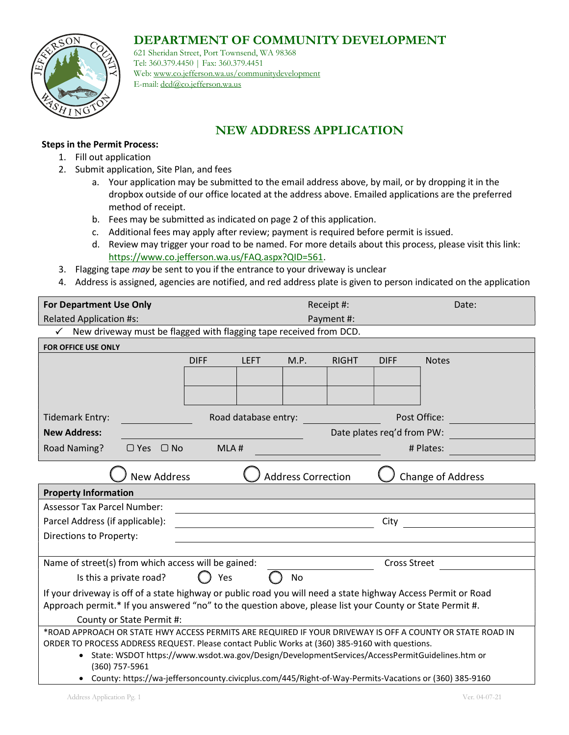# DEPARTMENT OF COMMUNITY DEVELOPMENT

621 Sheridan Street, Port Townsend, WA 98368
Tel: 360.379.4450 | Fax: 360.379.4451
Web: www.co.jefferson.wa.us/communitydevelopment
E-mail: dcd@co.jefferson.wa.us

## NEW ADDRESS APPLICATION

**Steps in the Permit Process:**

1. Fill out application
2. Submit application, Site Plan, and fees
   a. Your application may be submitted to the email address above, by mail, or by dropping it in the dropbox outside of our office located at the address above. Emailed applications are the preferred method of receipt.
   b. Fees may be submitted as indicated on page 2 of this application.
   c. Additional fees may apply after review; payment is required before permit is issued.
   d. Review may trigger your road to be named. For more details about this process, please visit this link: https://www.co.jefferson.wa.us/FAQ.aspx?QID=561.
3. Flagging tape *may* be sent to you if the entrance to your driveway is unclear
4. Address is assigned, agencies are notified, and red address plate is given to person indicated on the application

| **For Department Use Only** | Receipt #: | Date: |
|---|---|---|
| Related Application #s: | Payment #: | |

✓ New driveway must be flagged with flagging tape received from DCD.

**FOR OFFICE USE ONLY**

| | DIFF | LEFT | M.P. | RIGHT | DIFF | Notes |
|---|---|---|---|---|---|---|
| | | | | | | |
| | | | | | | |

Tidemark Entry: ________ Road database entry: ________ Post Office: ________

**New Address:** ________ Date plates req'd from PW: ________

Road Naming? ☐ Yes ☐ No MLA # ________ # Plates: ________

◯ New Address ◯ Address Correction ◯ Change of Address

**Property Information**

Assessor Tax Parcel Number: ________

Parcel Address (if applicable): ________ City ________

Directions to Property: ________

Name of street(s) from which access will be gained: ________ Cross Street ________

Is this a private road? ◯ Yes ◯ No

If your driveway is off of a state highway or public road you will need a state highway Access Permit or Road Approach permit.* If you answered "no" to the question above, please list your County or State Permit #.

County or State Permit #: ________

*ROAD APPROACH OR STATE HWY ACCESS PERMITS ARE REQUIRED IF YOUR DRIVEWAY IS OFF A COUNTY OR STATE ROAD IN ORDER TO PROCESS ADDRESS REQUEST. Please contact Public Works at (360) 385-9160 with questions.

- State: WSDOT https://www.wsdot.wa.gov/Design/DevelopmentServices/AccessPermitGuidelines.htm or (360) 757-5961
- County: https://wa-jeffersoncounty.civicplus.com/445/Right-of-Way-Permits-Vacations or (360) 385-9160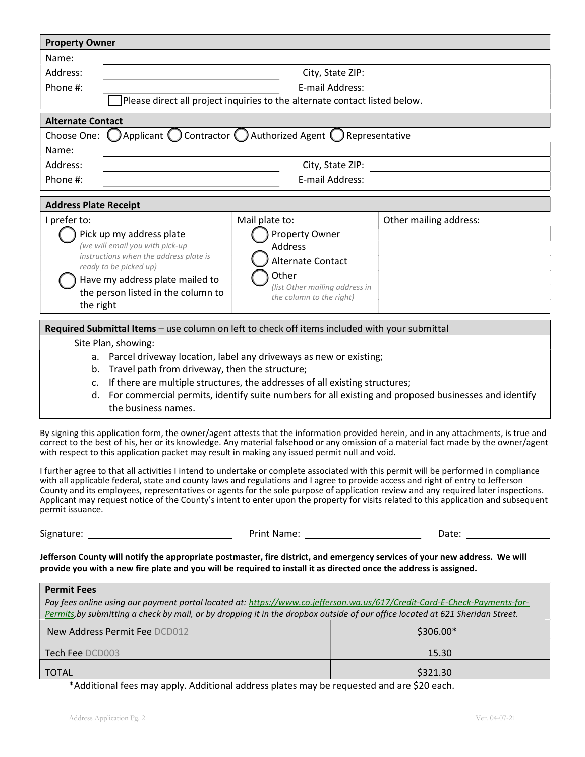## Property Owner

Name: \_\_\_\_\_\_\_\_\_\_\_\_\_\_\_\_\_\_\_\_

Address: \_\_\_\_\_\_\_\_\_\_\_\_\_\_\_\_\_\_\_\_ City, State ZIP: \_\_\_\_\_\_\_\_\_\_\_\_\_\_\_\_\_\_\_\_

Phone #: \_\_\_\_\_\_\_\_\_\_\_\_\_\_\_\_\_\_\_\_ E-mail Address: \_\_\_\_\_\_\_\_\_\_\_\_\_\_\_\_\_\_\_\_

☐ Please direct all project inquiries to the alternate contact listed below.

## Alternate Contact

Choose One: ◯ Applicant ◯ Contractor ◯ Authorized Agent ◯ Representative

Name: \_\_\_\_\_\_\_\_\_\_\_\_\_\_\_\_\_\_\_\_

Address: \_\_\_\_\_\_\_\_\_\_\_\_\_\_\_\_\_\_\_\_ City, State ZIP: \_\_\_\_\_\_\_\_\_\_\_\_\_\_\_\_\_\_\_\_

Phone #: \_\_\_\_\_\_\_\_\_\_\_\_\_\_\_\_\_\_\_\_ E-mail Address: \_\_\_\_\_\_\_\_\_\_\_\_\_\_\_\_\_\_\_\_

## Address Plate Receipt

| I prefer to: | Mail plate to: | Other mailing address: |
|---|---|---|
| ◯ Pick up my address plate *(we will email you with pick-up instructions when the address plate is ready to be picked up)* | ◯ Property Owner Address | |
| ◯ Have my address plate mailed to the person listed in the column to the right | ◯ Alternate Contact | |
| | ◯ Other *(list Other mailing address in the column to the right)* | |

## Required Submittal Items – use column on left to check off items included with your submittal

Site Plan, showing:

a. Parcel driveway location, label any driveways as new or existing;
b. Travel path from driveway, then the structure;
c. If there are multiple structures, the addresses of all existing structures;
d. For commercial permits, identify suite numbers for all existing and proposed businesses and identify the business names.

By signing this application form, the owner/agent attests that the information provided herein, and in any attachments, is true and correct to the best of his, her or its knowledge. Any material falsehood or any omission of a material fact made by the owner/agent with respect to this application packet may result in making any issued permit null and void.

I further agree to that all activities I intend to undertake or complete associated with this permit will be performed in compliance with all applicable federal, state and county laws and regulations and I agree to provide access and right of entry to Jefferson County and its employees, representatives or agents for the sole purpose of application review and any required later inspections. Applicant may request notice of the County's intent to enter upon the property for visits related to this application and subsequent permit issuance.

Signature: \_\_\_\_\_\_\_\_\_\_\_\_\_\_\_\_\_\_\_\_ Print Name: \_\_\_\_\_\_\_\_\_\_\_\_\_\_\_\_\_\_\_\_ Date: \_\_\_\_\_\_\_\_\_\_\_\_\_\_\_\_\_\_\_\_

**Jefferson County will notify the appropriate postmaster, fire district, and emergency services of your new address. We will provide you with a new fire plate and you will be required to install it as directed once the address is assigned.**

## Permit Fees

*Pay fees online using our payment portal located at: https://www.co.jefferson.wa.us/617/Credit-Card-E-Check-Payments-for-Permits,by submitting a check by mail, or by dropping it in the dropbox outside of our office located at 621 Sheridan Street.*

| | |
|---|---|
| New Address Permit Fee DCD012 | $306.00* |
| Tech Fee DCD003 | 15.30 |
| TOTAL | $321.30 |

*Additional fees may apply. Additional address plates may be requested and are $20 each.